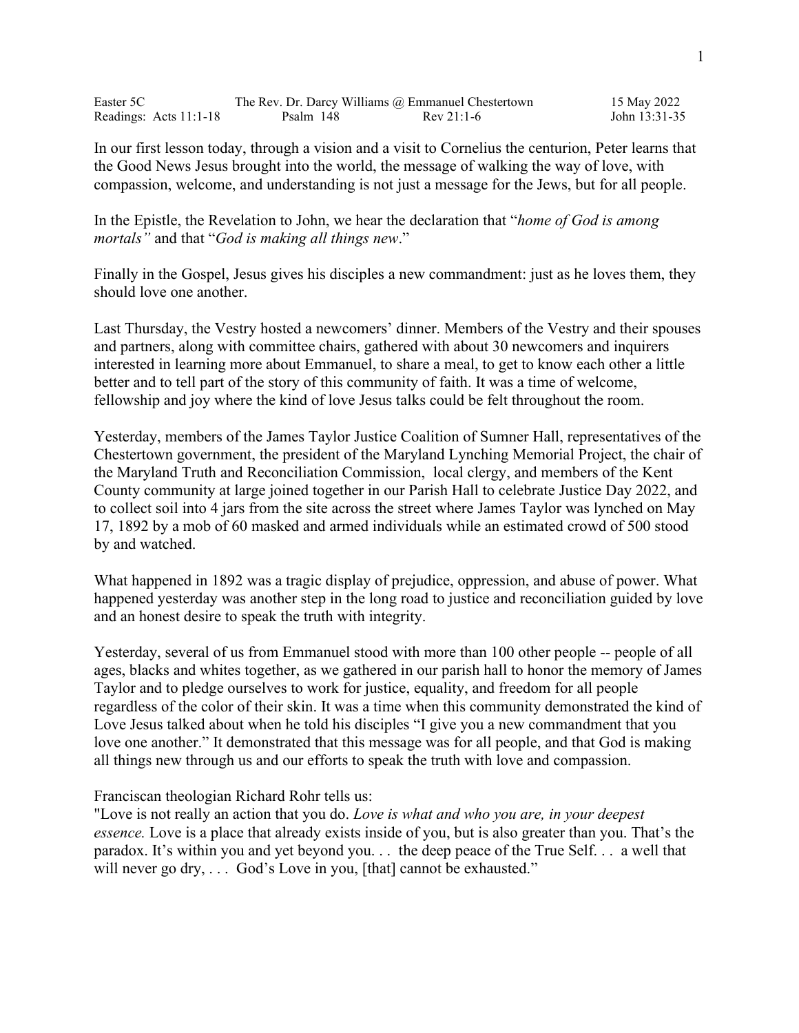| Easter 5C | The Rev. Dr. Darcy Williams @ Emmanuel Chestertown | | 15 May 2022 |
|---|---|---|---|
| Readings: Acts 11:1-18 | Psalm 148 | Rev 21:1-6 | John 13:31-35 |

In our first lesson today, through a vision and a visit to Cornelius the centurion, Peter learns that the Good News Jesus brought into the world, the message of walking the way of love, with compassion, welcome, and understanding is not just a message for the Jews, but for all people.

In the Epistle, the Revelation to John, we hear the declaration that "*home of God is among mortals"* and that "*God is making all things new*."

Finally in the Gospel, Jesus gives his disciples a new commandment: just as he loves them, they should love one another.

Last Thursday, the Vestry hosted a newcomers' dinner. Members of the Vestry and their spouses and partners, along with committee chairs, gathered with about 30 newcomers and inquirers interested in learning more about Emmanuel, to share a meal, to get to know each other a little better and to tell part of the story of this community of faith. It was a time of welcome, fellowship and joy where the kind of love Jesus talks could be felt throughout the room.

Yesterday, members of the James Taylor Justice Coalition of Sumner Hall, representatives of the Chestertown government, the president of the Maryland Lynching Memorial Project, the chair of the Maryland Truth and Reconciliation Commission, local clergy, and members of the Kent County community at large joined together in our Parish Hall to celebrate Justice Day 2022, and to collect soil into 4 jars from the site across the street where James Taylor was lynched on May 17, 1892 by a mob of 60 masked and armed individuals while an estimated crowd of 500 stood by and watched.

What happened in 1892 was a tragic display of prejudice, oppression, and abuse of power. What happened yesterday was another step in the long road to justice and reconciliation guided by love and an honest desire to speak the truth with integrity.

Yesterday, several of us from Emmanuel stood with more than 100 other people -- people of all ages, blacks and whites together, as we gathered in our parish hall to honor the memory of James Taylor and to pledge ourselves to work for justice, equality, and freedom for all people regardless of the color of their skin. It was a time when this community demonstrated the kind of Love Jesus talked about when he told his disciples "I give you a new commandment that you love one another." It demonstrated that this message was for all people, and that God is making all things new through us and our efforts to speak the truth with love and compassion.

Franciscan theologian Richard Rohr tells us:
"Love is not really an action that you do. *Love is what and who you are, in your deepest essence.* Love is a place that already exists inside of you, but is also greater than you. That's the paradox. It's within you and yet beyond you. . . the deep peace of the True Self. . . a well that will never go dry, . . . God's Love in you, [that] cannot be exhausted."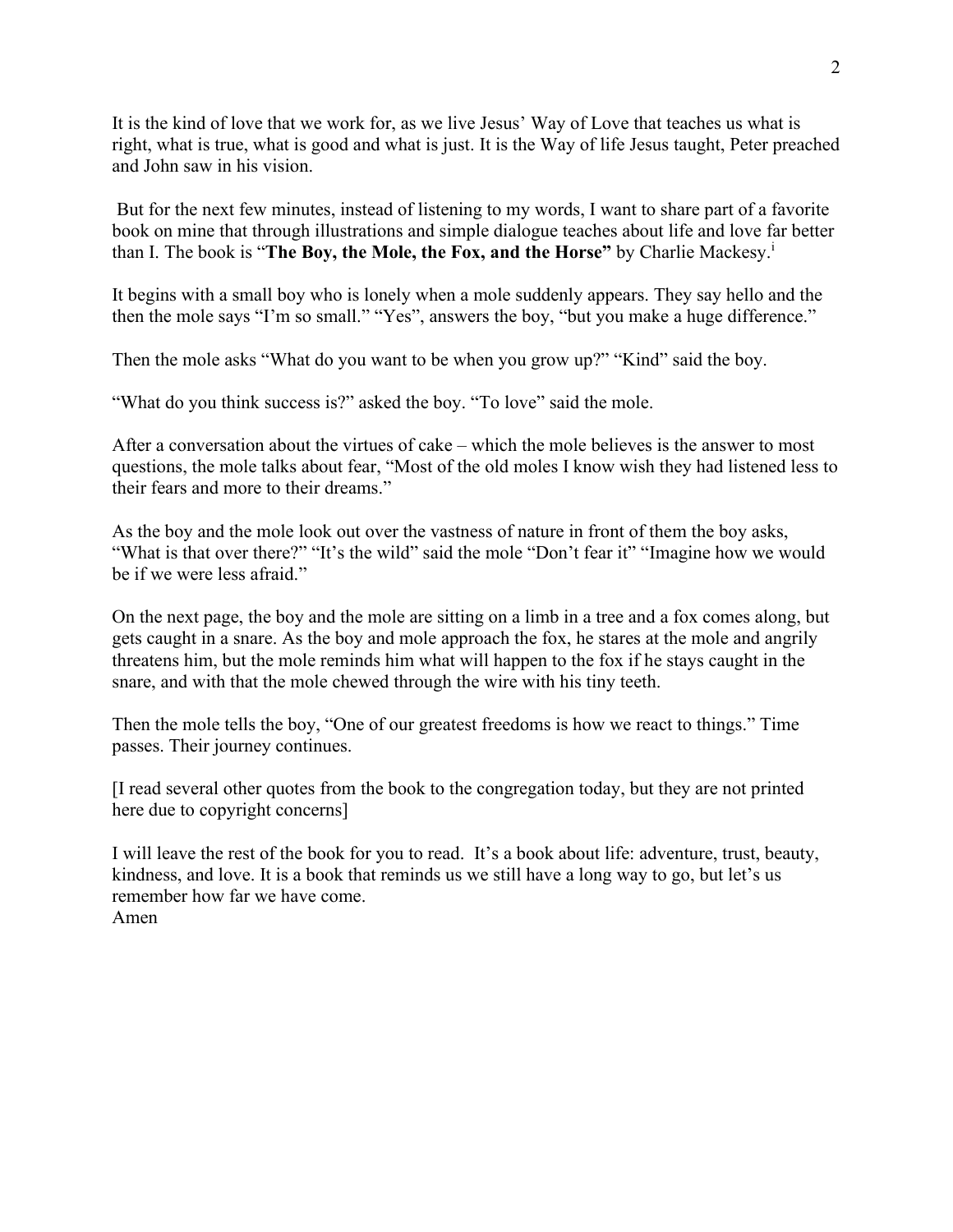It is the kind of love that we work for, as we live Jesus' Way of Love that teaches us what is right, what is true, what is good and what is just. It is the Way of life Jesus taught, Peter preached and John saw in his vision.

But for the next few minutes, instead of listening to my words, I want to share part of a favorite book on mine that through illustrations and simple dialogue teaches about life and love far better than I. The book is "**The Boy, the Mole, the Fox, and the Horse"** by Charlie Mackesy.[i]

It begins with a small boy who is lonely when a mole suddenly appears. They say hello and the then the mole says "I'm so small." "Yes", answers the boy, "but you make a huge difference."

Then the mole asks "What do you want to be when you grow up?" "Kind" said the boy.

"What do you think success is?" asked the boy. "To love" said the mole.

After a conversation about the virtues of cake – which the mole believes is the answer to most questions, the mole talks about fear, "Most of the old moles I know wish they had listened less to their fears and more to their dreams."

As the boy and the mole look out over the vastness of nature in front of them the boy asks, "What is that over there?" "It's the wild" said the mole "Don't fear it" "Imagine how we would be if we were less afraid."

On the next page, the boy and the mole are sitting on a limb in a tree and a fox comes along, but gets caught in a snare. As the boy and mole approach the fox, he stares at the mole and angrily threatens him, but the mole reminds him what will happen to the fox if he stays caught in the snare, and with that the mole chewed through the wire with his tiny teeth.

Then the mole tells the boy, "One of our greatest freedoms is how we react to things." Time passes. Their journey continues.

[I read several other quotes from the book to the congregation today, but they are not printed here due to copyright concerns]

I will leave the rest of the book for you to read. It's a book about life: adventure, trust, beauty, kindness, and love. It is a book that reminds us we still have a long way to go, but let's us remember how far we have come.
Amen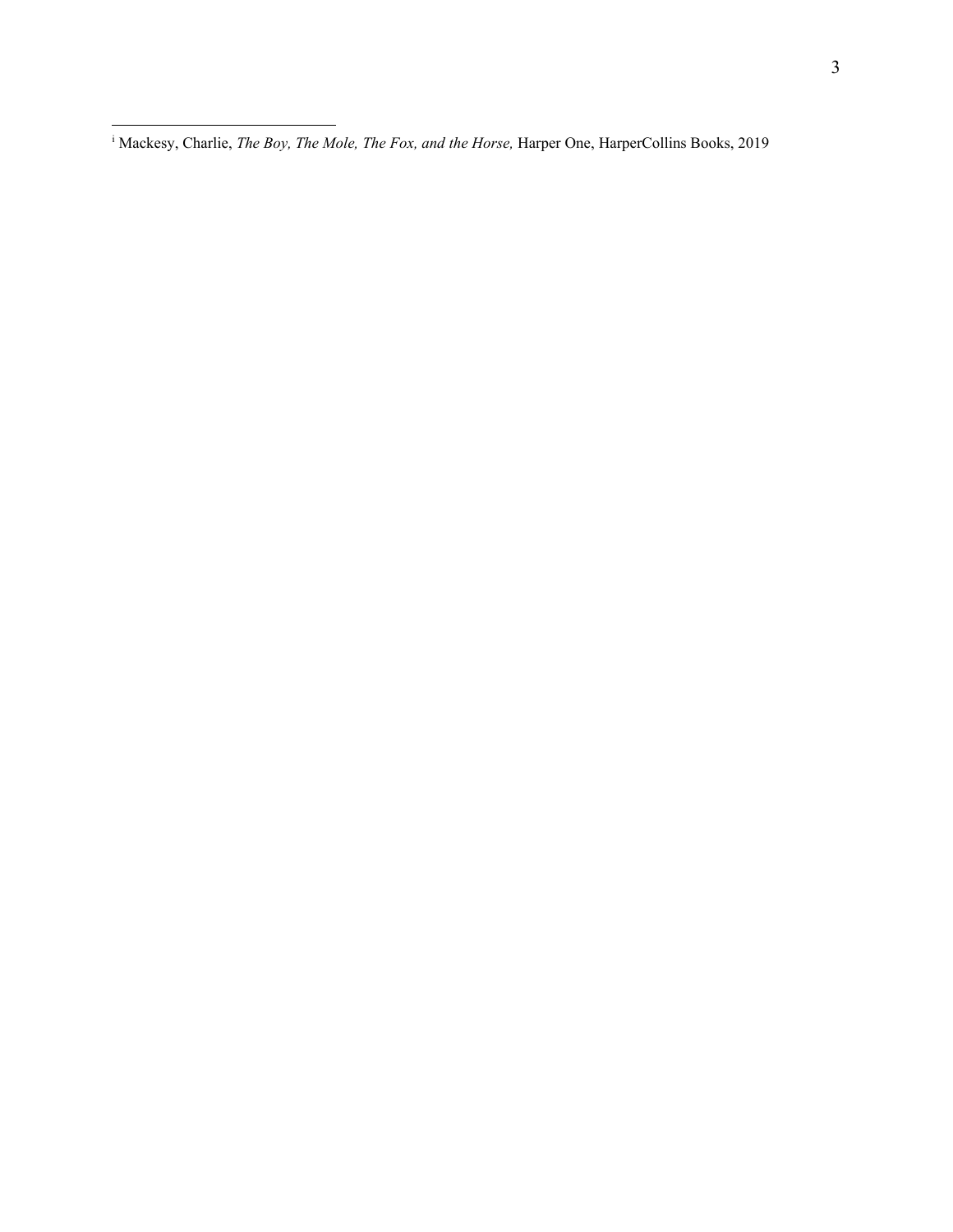[i] Mackesy, Charlie, *The Boy, The Mole, The Fox, and the Horse,* Harper One, HarperCollins Books, 2019